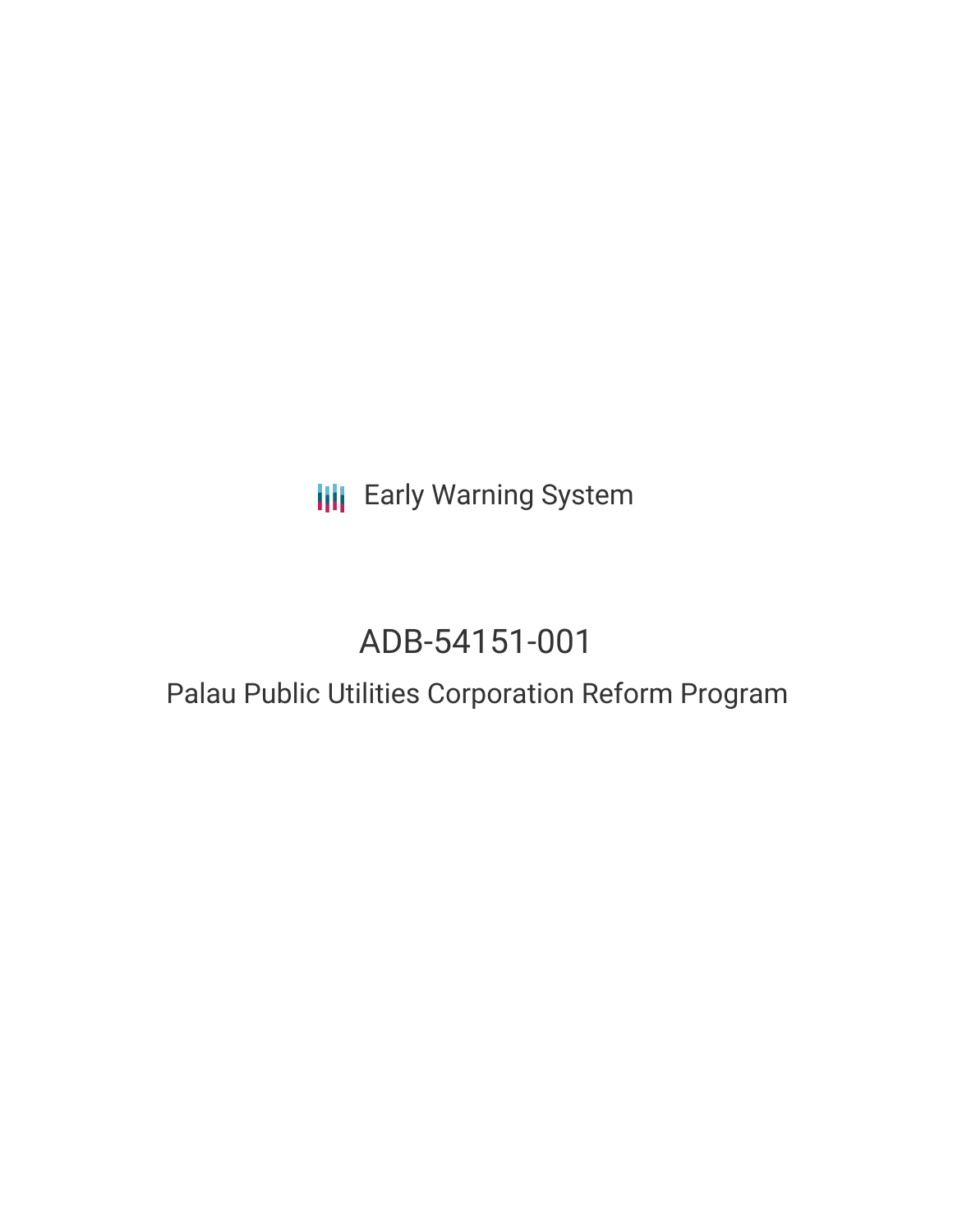Early Warning System

# ADB-54151-001

## Palau Public Utilities Corporation Reform Program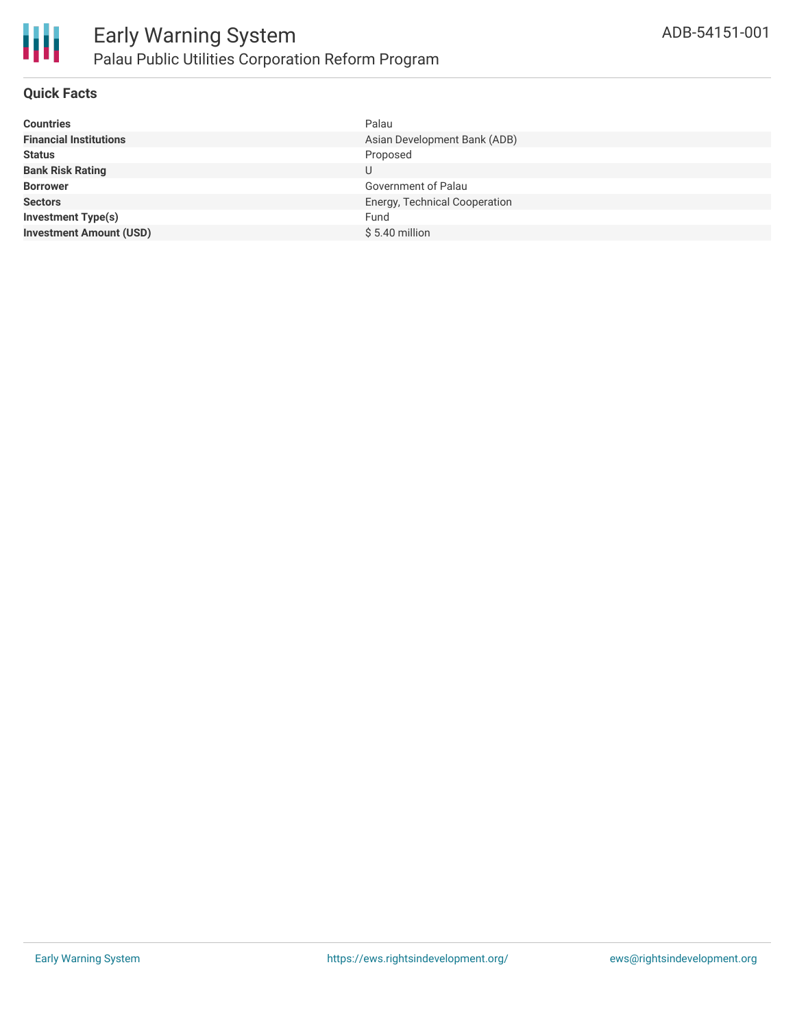# Early Warning System

## Palau Public Utilities Corporation Reform Program

ADB-54151-001

### Quick Facts

| | |
|---|---|
| **Countries** | Palau |
| **Financial Institutions** | Asian Development Bank (ADB) |
| **Status** | Proposed |
| **Bank Risk Rating** | U |
| **Borrower** | Government of Palau |
| **Sectors** | Energy, Technical Cooperation |
| **Investment Type(s)** | Fund |
| **Investment Amount (USD)** | $ 5.40 million |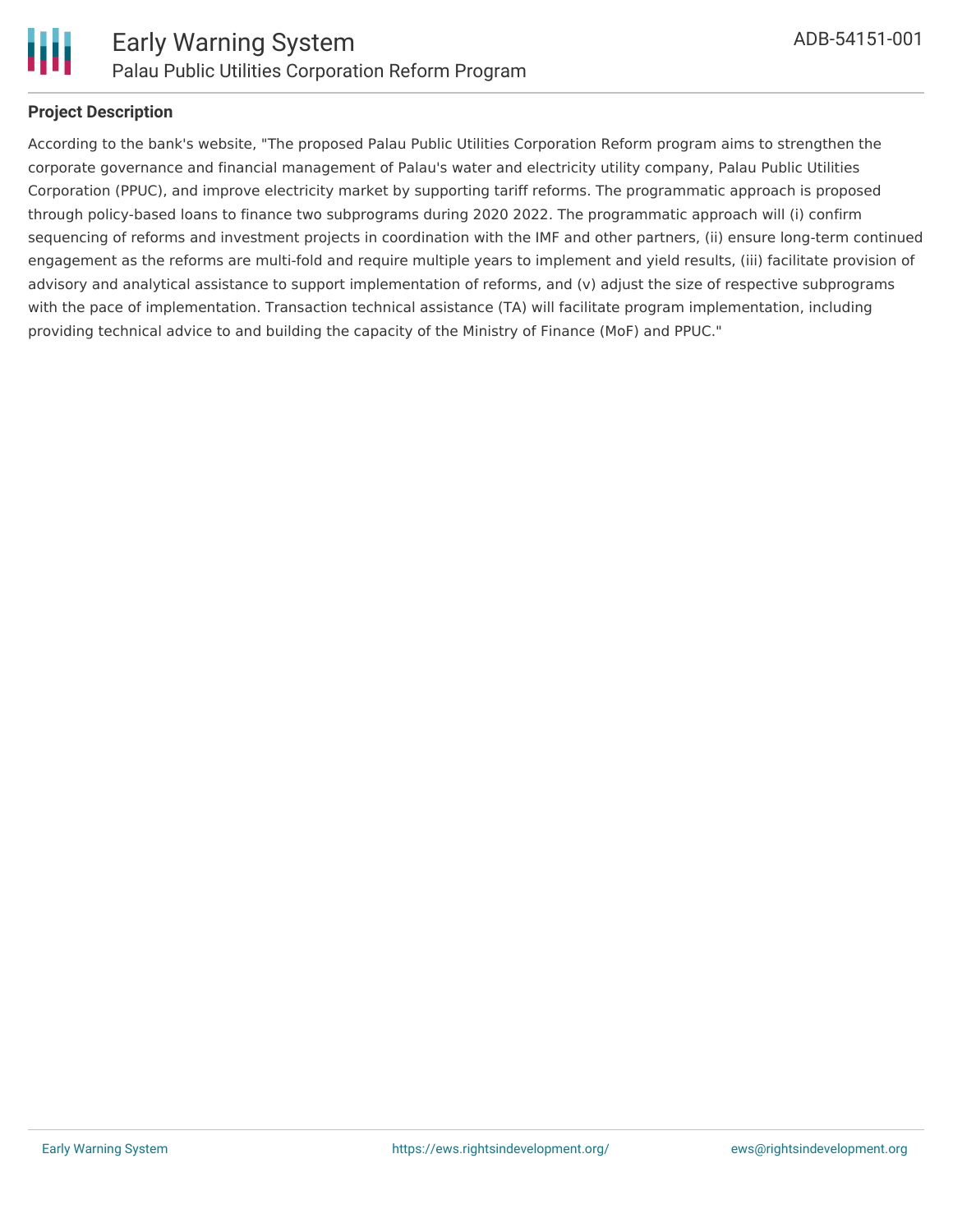### Project Description

According to the bank's website, "The proposed Palau Public Utilities Corporation Reform program aims to strengthen the corporate governance and financial management of Palau's water and electricity utility company, Palau Public Utilities Corporation (PPUC), and improve electricity market by supporting tariff reforms. The programmatic approach is proposed through policy-based loans to finance two subprograms during 2020 2022. The programmatic approach will (i) confirm sequencing of reforms and investment projects in coordination with the IMF and other partners, (ii) ensure long-term continued engagement as the reforms are multi-fold and require multiple years to implement and yield results, (iii) facilitate provision of advisory and analytical assistance to support implementation of reforms, and (v) adjust the size of respective subprograms with the pace of implementation. Transaction technical assistance (TA) will facilitate program implementation, including providing technical advice to and building the capacity of the Ministry of Finance (MoF) and PPUC."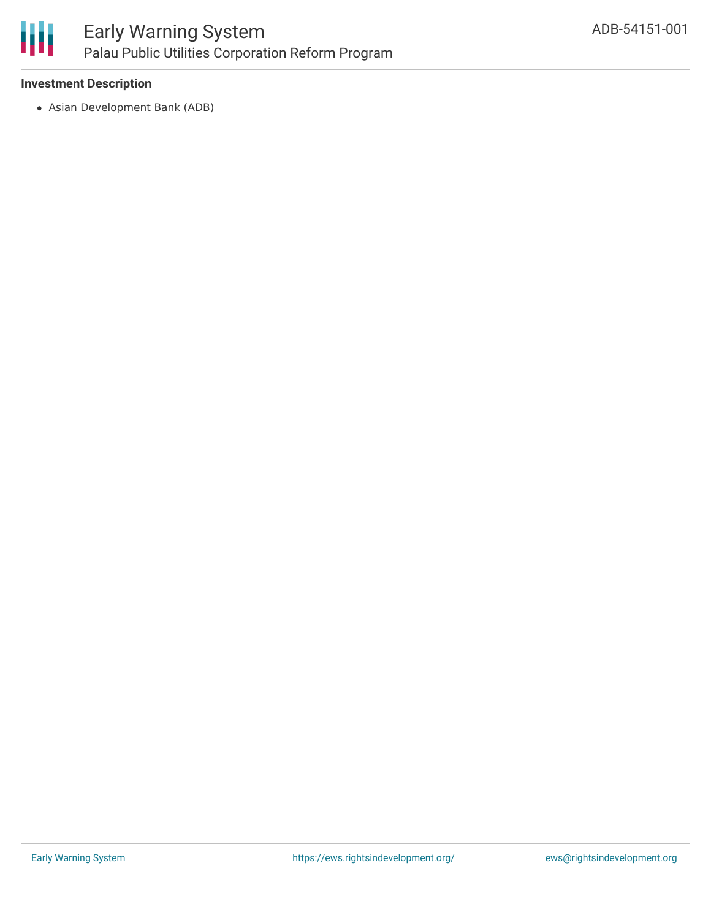### Investment Description

- Asian Development Bank (ADB)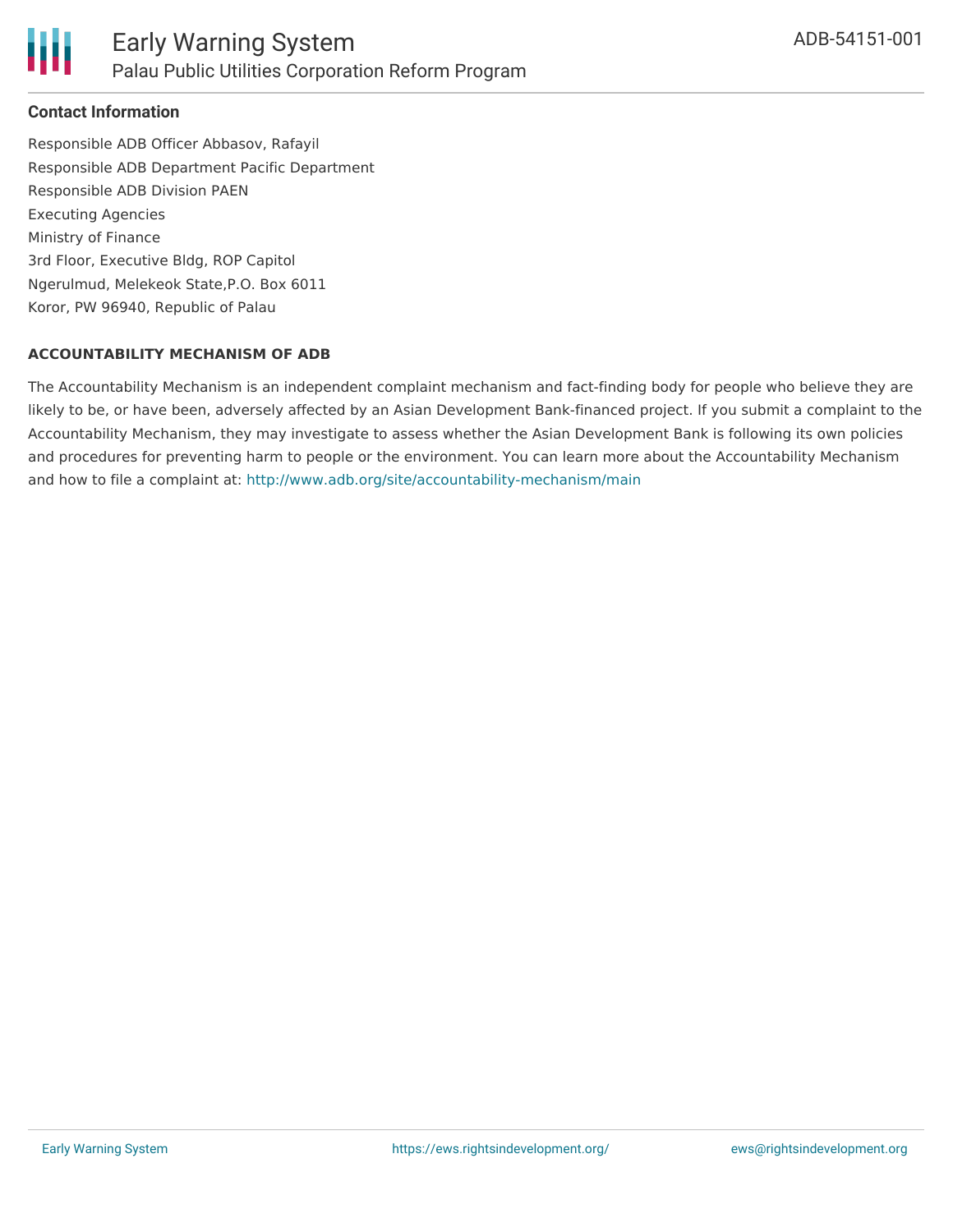**Contact Information**

Responsible ADB Officer Abbasov, Rafayil
Responsible ADB Department Pacific Department
Responsible ADB Division PAEN
Executing Agencies
Ministry of Finance
3rd Floor, Executive Bldg, ROP Capitol
Ngerulmud, Melekeok State,P.O. Box 6011
Koror, PW 96940, Republic of Palau

**ACCOUNTABILITY MECHANISM OF ADB**

The Accountability Mechanism is an independent complaint mechanism and fact-finding body for people who believe they are likely to be, or have been, adversely affected by an Asian Development Bank-financed project. If you submit a complaint to the Accountability Mechanism, they may investigate to assess whether the Asian Development Bank is following its own policies and procedures for preventing harm to people or the environment. You can learn more about the Accountability Mechanism and how to file a complaint at: http://www.adb.org/site/accountability-mechanism/main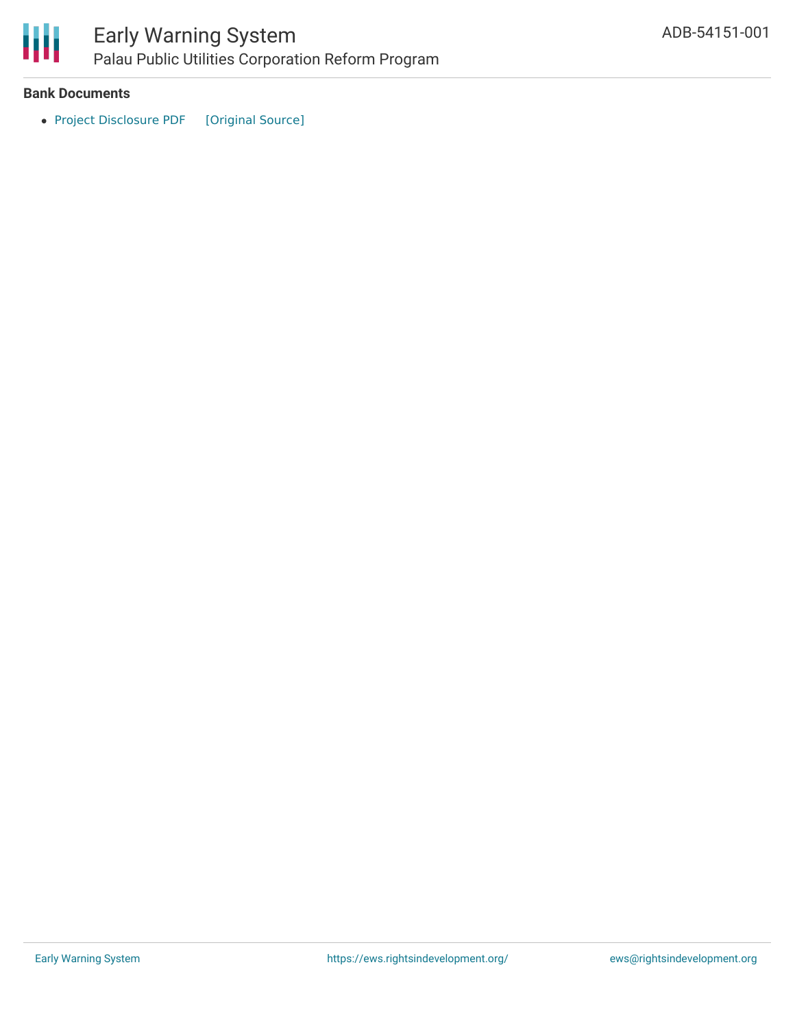**Bank Documents**

- Project Disclosure PDF [Original Source]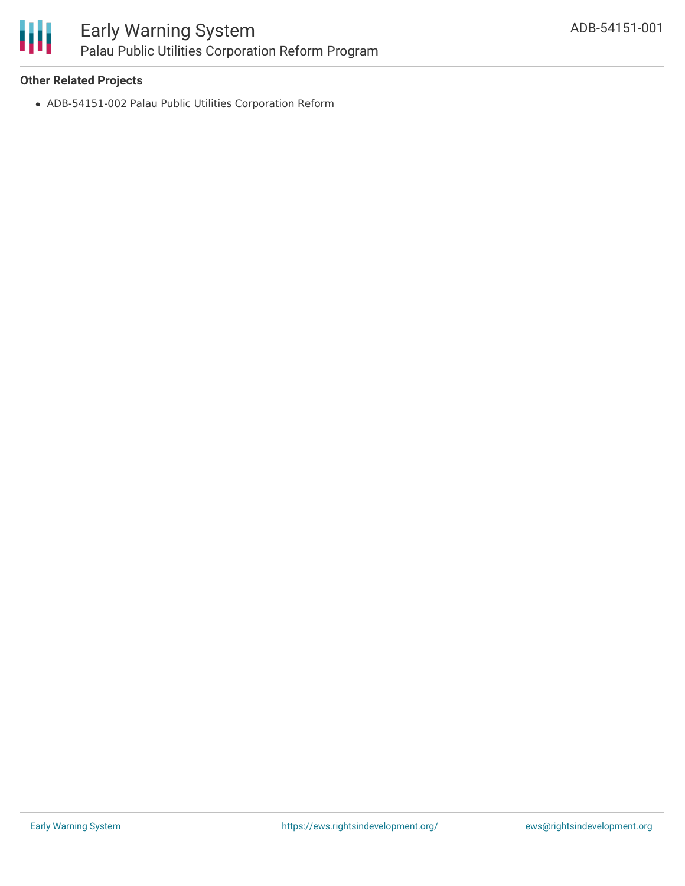**Other Related Projects**

- ADB-54151-002 Palau Public Utilities Corporation Reform